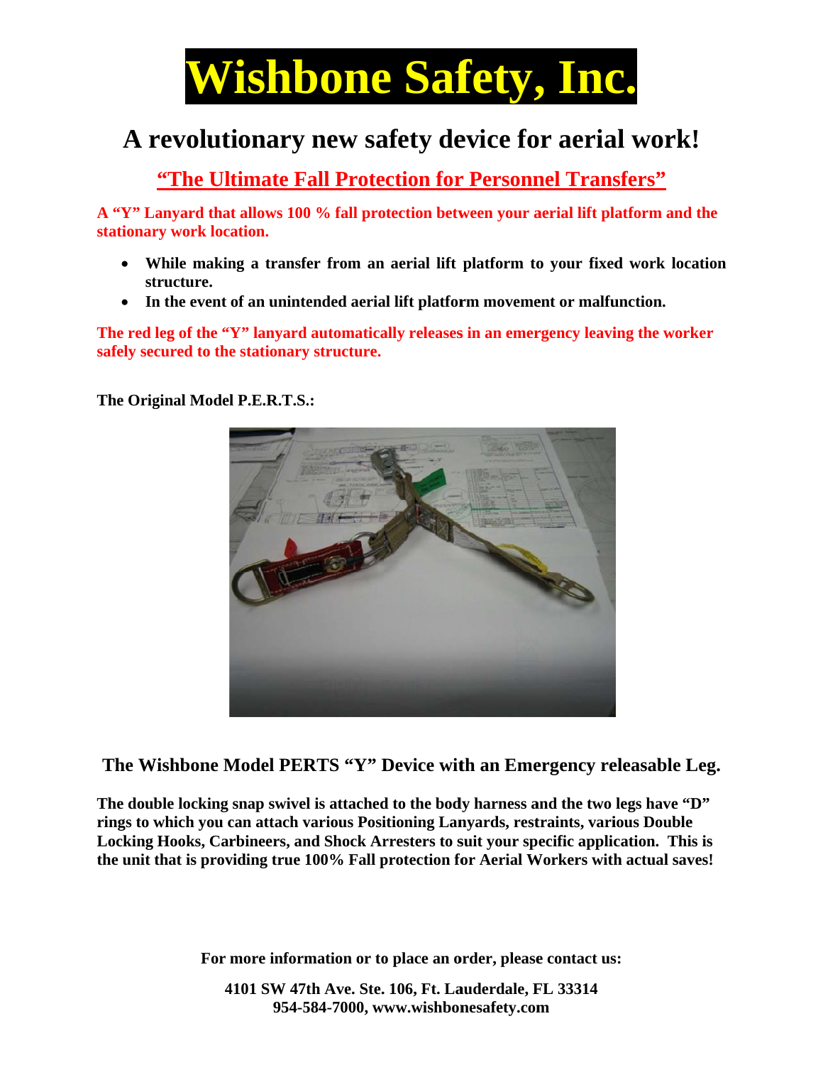# Wishbone Safety, Inc.

## A revolutionary new safety device for aerial work!

### "The Ultimate Fall Protection for Personnel Transfers"

**A "Y" Lanyard that allows 100 % fall protection between your aerial lift platform and the stationary work location.**

- **While making a transfer from an aerial lift platform to your fixed work location structure.**
- **In the event of an unintended aerial lift platform movement or malfunction.**

**The red leg of the "Y" lanyard automatically releases in an emergency leaving the worker safely secured to the stationary structure.**

**The Original Model P.E.R.T.S.:**

### The Wishbone Model PERTS "Y" Device with an Emergency releasable Leg.

**The double locking snap swivel is attached to the body harness and the two legs have "D" rings to which you can attach various Positioning Lanyards, restraints, various Double Locking Hooks, Carbineers, and Shock Arresters to suit your specific application. This is the unit that is providing true 100% Fall protection for Aerial Workers with actual saves!**

**For more information or to place an order, please contact us:**

**4101 SW 47th Ave. Ste. 106, Ft. Lauderdale, FL 33314**
**954-584-7000, www.wishbonesafety.com**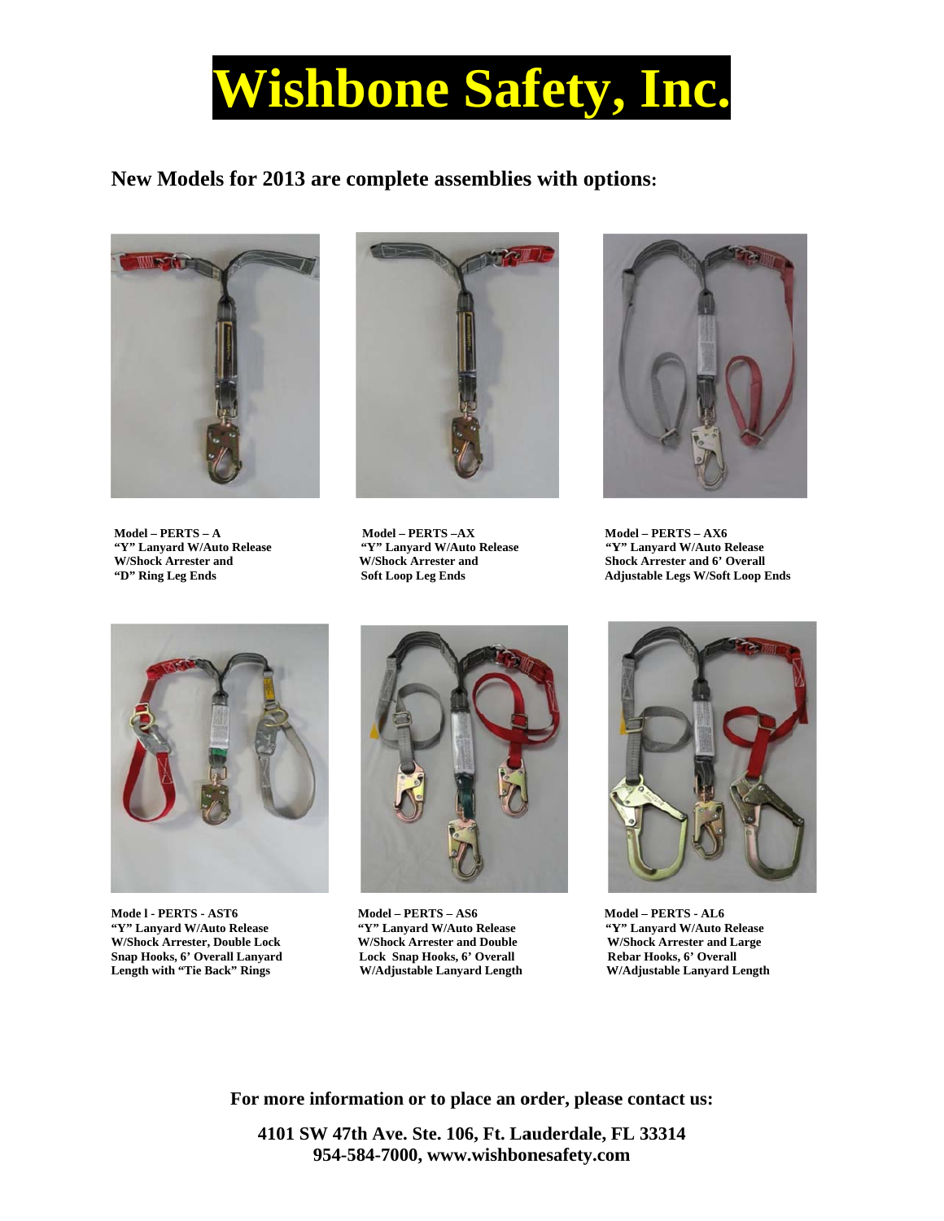# Wishbone Safety, Inc.

**New Models for 2013 are complete assemblies with options:**

**Model – PERTS – A**
**"Y" Lanyard W/Auto Release**
**W/Shock Arrester and**
**"D" Ring Leg Ends**

**Model – PERTS –AX**
**"Y" Lanyard W/Auto Release**
**W/Shock Arrester and**
**Soft Loop Leg Ends**

**Model – PERTS – AX6**
**"Y" Lanyard W/Auto Release**
**Shock Arrester and 6' Overall**
**Adjustable Legs W/Soft Loop Ends**

**Mode l - PERTS - AST6**
**"Y" Lanyard W/Auto Release**
**W/Shock Arrester, Double Lock**
**Snap Hooks, 6' Overall Lanyard**
**Length with "Tie Back" Rings**

**Model – PERTS – AS6**
**"Y" Lanyard W/Auto Release**
**W/Shock Arrester and Double**
**Lock Snap Hooks, 6' Overall**
**W/Adjustable Lanyard Length**

**Model – PERTS - AL6**
**"Y" Lanyard W/Auto Release**
**W/Shock Arrester and Large**
**Rebar Hooks, 6' Overall**
**W/Adjustable Lanyard Length**

**For more information or to place an order, please contact us:**

**4101 SW 47th Ave. Ste. 106, Ft. Lauderdale, FL 33314**
**954-584-7000, www.wishbonesafety.com**